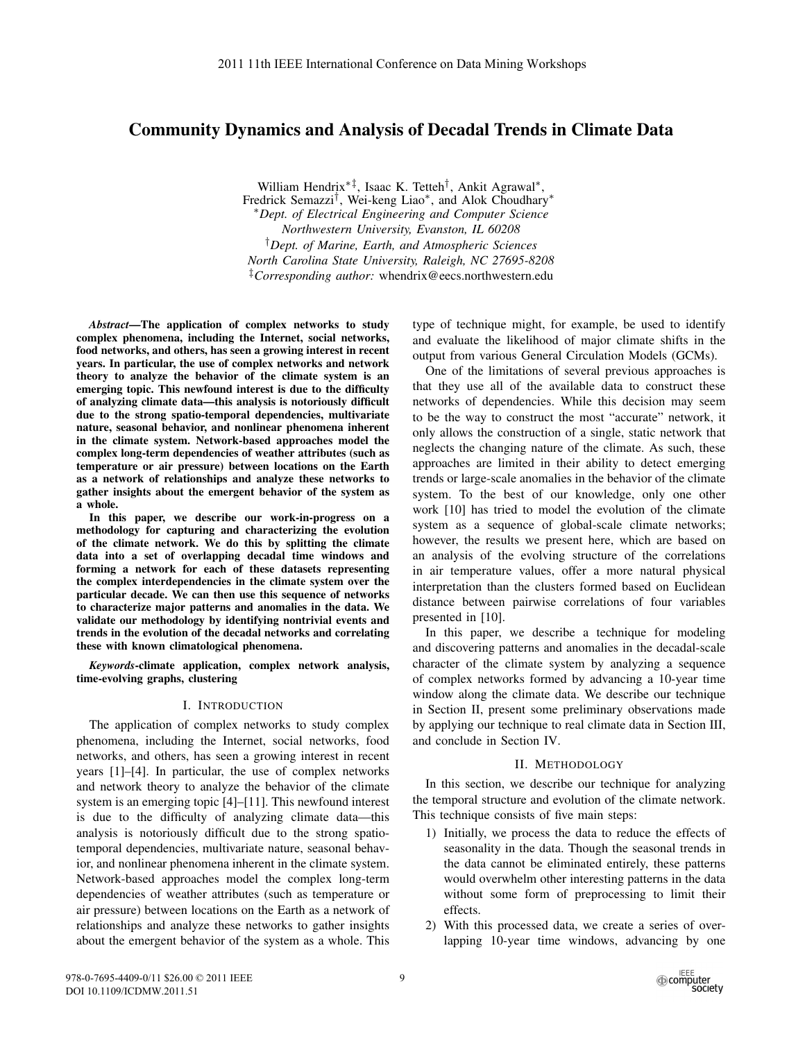# Community Dynamics and Analysis of Decadal Trends in Climate Data

William Hendrix[*‡], Isaac K. Tetteh[†], Ankit Agrawal[*], Fredrick Semazzi[†], Wei-keng Liao[*], and Alok Choudhary[*]

[*] *Dept. of Electrical Engineering and Computer Science, Northwestern University, Evanston, IL 60208*

[†] *Dept. of Marine, Earth, and Atmospheric Sciences, North Carolina State University, Raleigh, NC 27695-8208*

[‡] *Corresponding author:* whendrix@eecs.northwestern.edu

***Abstract*—The application of complex networks to study complex phenomena, including the Internet, social networks, food networks, and others, has seen a growing interest in recent years. In particular, the use of complex networks and network theory to analyze the behavior of the climate system is an emerging topic. This newfound interest is due to the difficulty of analyzing climate data—this analysis is notoriously difficult due to the strong spatio-temporal dependencies, multivariate nature, seasonal behavior, and nonlinear phenomena inherent in the climate system. Network-based approaches model the complex long-term dependencies of weather attributes (such as temperature or air pressure) between locations on the Earth as a network of relationships and analyze these networks to gather insights about the emergent behavior of the system as a whole.**

**In this paper, we describe our work-in-progress on a methodology for capturing and characterizing the evolution of the climate network. We do this by splitting the climate data into a set of overlapping decadal time windows and forming a network for each of these datasets representing the complex interdependencies in the climate system over the particular decade. We can then use this sequence of networks to characterize major patterns and anomalies in the data. We validate our methodology by identifying nontrivial events and trends in the evolution of the decadal networks and correlating these with known climatological phenomena.**

***Keywords*-climate application, complex network analysis, time-evolving graphs, clustering**

## I. Introduction

The application of complex networks to study complex phenomena, including the Internet, social networks, food networks, and others, has seen a growing interest in recent years [1]–[4]. In particular, the use of complex networks and network theory to analyze the behavior of the climate system is an emerging topic [4]–[11]. This newfound interest is due to the difficulty of analyzing climate data—this analysis is notoriously difficult due to the strong spatio-temporal dependencies, multivariate nature, seasonal behavior, and nonlinear phenomena inherent in the climate system. Network-based approaches model the complex long-term dependencies of weather attributes (such as temperature or air pressure) between locations on the Earth as a network of relationships and analyze these networks to gather insights about the emergent behavior of the system as a whole. This type of technique might, for example, be used to identify and evaluate the likelihood of major climate shifts in the output from various General Circulation Models (GCMs).

One of the limitations of several previous approaches is that they use all of the available data to construct these networks of dependencies. While this decision may seem to be the way to construct the most "accurate" network, it only allows the construction of a single, static network that neglects the changing nature of the climate. As such, these approaches are limited in their ability to detect emerging trends or large-scale anomalies in the behavior of the climate system. To the best of our knowledge, only one other work [10] has tried to model the evolution of the climate system as a sequence of global-scale climate networks; however, the results we present here, which are based on an analysis of the evolving structure of the correlations in air temperature values, offer a more natural physical interpretation than the clusters formed based on Euclidean distance between pairwise correlations of four variables presented in [10].

In this paper, we describe a technique for modeling and discovering patterns and anomalies in the decadal-scale character of the climate system by analyzing a sequence of complex networks formed by advancing a 10-year time window along the climate data. We describe our technique in Section II, present some preliminary observations made by applying our technique to real climate data in Section III, and conclude in Section IV.

## II. Methodology

In this section, we describe our technique for analyzing the temporal structure and evolution of the climate network. This technique consists of five main steps:

1) Initially, we process the data to reduce the effects of seasonality in the data. Though the seasonal trends in the data cannot be eliminated entirely, these patterns would overwhelm other interesting patterns in the data without some form of preprocessing to limit their effects.
2) With this processed data, we create a series of overlapping 10-year time windows, advancing by one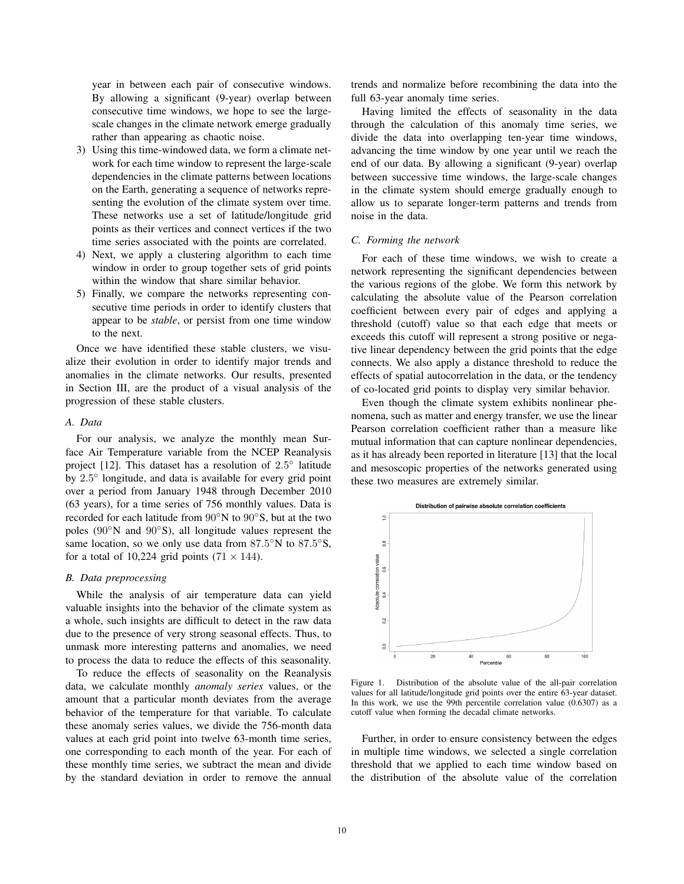year in between each pair of consecutive windows. By allowing a significant (9-year) overlap between consecutive time windows, we hope to see the large-scale changes in the climate network emerge gradually rather than appearing as chaotic noise.

3) Using this time-windowed data, we form a climate network for each time window to represent the large-scale dependencies in the climate patterns between locations on the Earth, generating a sequence of networks representing the evolution of the climate system over time. These networks use a set of latitude/longitude grid points as their vertices and connect vertices if the two time series associated with the points are correlated.
4) Next, we apply a clustering algorithm to each time window in order to group together sets of grid points within the window that share similar behavior.
5) Finally, we compare the networks representing consecutive time periods in order to identify clusters that appear to be *stable*, or persist from one time window to the next.

Once we have identified these stable clusters, we visualize their evolution in order to identify major trends and anomalies in the climate networks. Our results, presented in Section III, are the product of a visual analysis of the progression of these stable clusters.

### A. Data

For our analysis, we analyze the monthly mean Surface Air Temperature variable from the NCEP Reanalysis project [12]. This dataset has a resolution of $2.5^\circ$ latitude by $2.5^\circ$ longitude, and data is available for every grid point over a period from January 1948 through December 2010 (63 years), for a time series of 756 monthly values. Data is recorded for each latitude from $90^\circ$N to $90^\circ$S, but at the two poles ($90^\circ$N and $90^\circ$S), all longitude values represent the same location, so we only use data from $87.5^\circ$N to $87.5^\circ$S, for a total of 10,224 grid points ($71 \times 144$).

### B. Data preprocessing

While the analysis of air temperature data can yield valuable insights into the behavior of the climate system as a whole, such insights are difficult to detect in the raw data due to the presence of very strong seasonal effects. Thus, to unmask more interesting patterns and anomalies, we need to process the data to reduce the effects of this seasonality.

To reduce the effects of seasonality on the Reanalysis data, we calculate monthly *anomaly series* values, or the amount that a particular month deviates from the average behavior of the temperature for that variable. To calculate these anomaly series values, we divide the 756-month data values at each grid point into twelve 63-month time series, one corresponding to each month of the year. For each of these monthly time series, we subtract the mean and divide by the standard deviation in order to remove the annual trends and normalize before recombining the data into the full 63-year anomaly time series.

Having limited the effects of seasonality in the data through the calculation of this anomaly time series, we divide the data into overlapping ten-year time windows, advancing the time window by one year until we reach the end of our data. By allowing a significant (9-year) overlap between successive time windows, the large-scale changes in the climate system should emerge gradually enough to allow us to separate longer-term patterns and trends from noise in the data.

### C. Forming the network

For each of these time windows, we wish to create a network representing the significant dependencies between the various regions of the globe. We form this network by calculating the absolute value of the Pearson correlation coefficient between every pair of edges and applying a threshold (cutoff) value so that each edge that meets or exceeds this cutoff will represent a strong positive or negative linear dependency between the grid points that the edge connects. We also apply a distance threshold to reduce the effects of spatial autocorrelation in the data, or the tendency of co-located grid points to display very similar behavior.

Even though the climate system exhibits nonlinear phenomena, such as matter and energy transfer, we use the linear Pearson correlation coefficient rather than a measure like mutual information that can capture nonlinear dependencies, as it has already been reported in literature [13] that the local and mesoscopic properties of the networks generated using these two measures are extremely similar.

Figure 1. Distribution of the absolute value of the all-pair correlation values for all latitude/longitude grid points over the entire 63-year dataset. In this work, we use the 99th percentile correlation value (0.6307) as a cutoff value when forming the decadal climate networks.

Further, in order to ensure consistency between the edges in multiple time windows, we selected a single correlation threshold that we applied to each time window based on the distribution of the absolute value of the correlation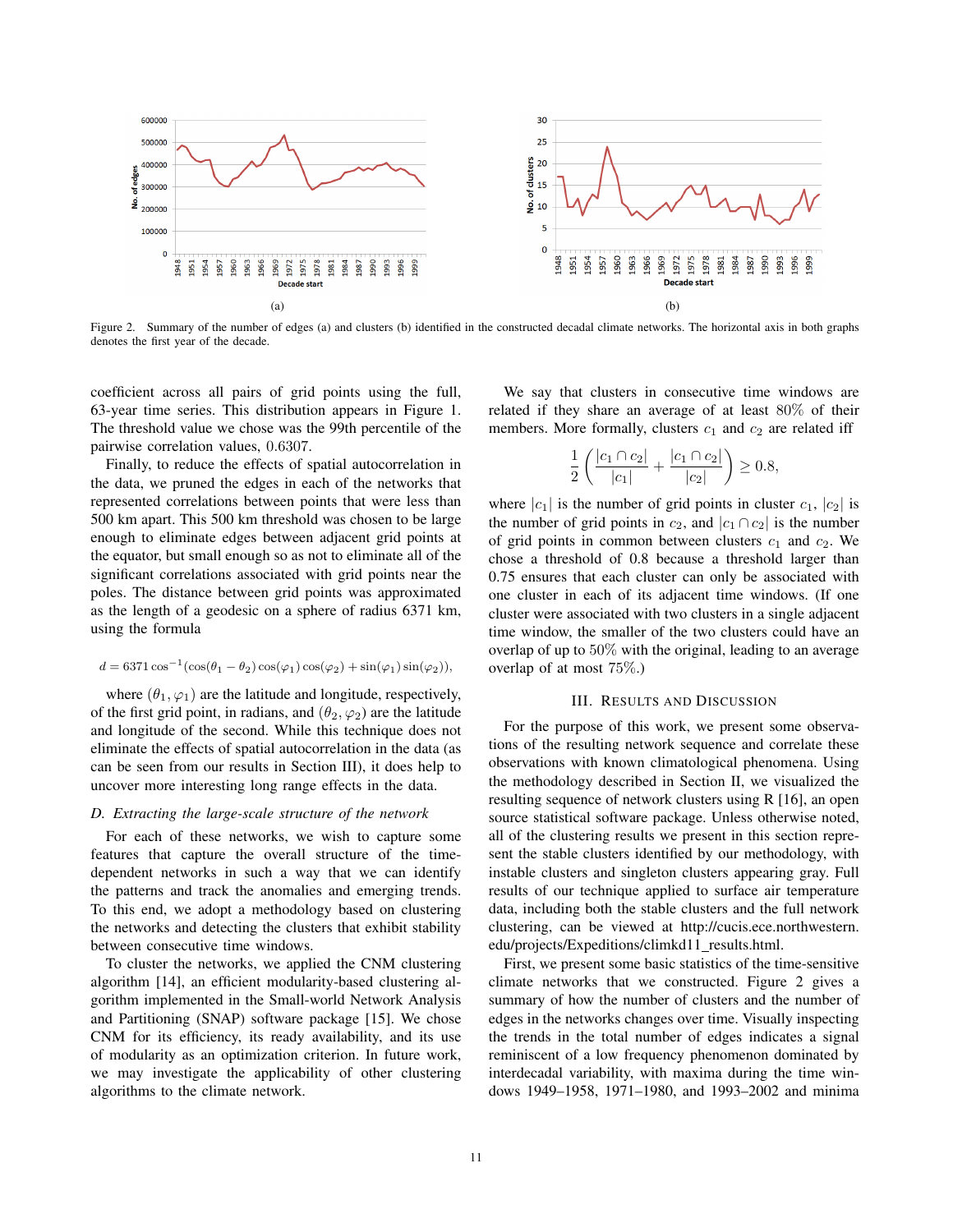Figure 2. Summary of the number of edges (a) and clusters (b) identified in the constructed decadal climate networks. The horizontal axis in both graphs denotes the first year of the decade.

coefficient across all pairs of grid points using the full, 63-year time series. This distribution appears in Figure 1. The threshold value we chose was the 99th percentile of the pairwise correlation values, 0.6307.

Finally, to reduce the effects of spatial autocorrelation in the data, we pruned the edges in each of the networks that represented correlations between points that were less than 500 km apart. This 500 km threshold was chosen to be large enough to eliminate edges between adjacent grid points at the equator, but small enough so as not to eliminate all of the significant correlations associated with grid points near the poles. The distance between grid points was approximated as the length of a geodesic on a sphere of radius 6371 km, using the formula

$$d = 6371 \cos^{-1}(\cos(\theta_1 - \theta_2)\cos(\varphi_1)\cos(\varphi_2) + \sin(\varphi_1)\sin(\varphi_2)),$$

where $(\theta_1, \varphi_1)$ are the latitude and longitude, respectively, of the first grid point, in radians, and $(\theta_2, \varphi_2)$ are the latitude and longitude of the second. While this technique does not eliminate the effects of spatial autocorrelation in the data (as can be seen from our results in Section III), it does help to uncover more interesting long range effects in the data.

### D. Extracting the large-scale structure of the network

For each of these networks, we wish to capture some features that capture the overall structure of the time-dependent networks in such a way that we can identify the patterns and track the anomalies and emerging trends. To this end, we adopt a methodology based on clustering the networks and detecting the clusters that exhibit stability between consecutive time windows.

To cluster the networks, we applied the CNM clustering algorithm [14], an efficient modularity-based clustering algorithm implemented in the Small-world Network Analysis and Partitioning (SNAP) software package [15]. We chose CNM for its efficiency, its ready availability, and its use of modularity as an optimization criterion. In future work, we may investigate the applicability of other clustering algorithms to the climate network.

We say that clusters in consecutive time windows are related if they share an average of at least 80% of their members. More formally, clusters $c_1$ and $c_2$ are related iff

$$\frac{1}{2}\left(\frac{|c_1 \cap c_2|}{|c_1|} + \frac{|c_1 \cap c_2|}{|c_2|}\right) \geq 0.8,$$

where $|c_1|$ is the number of grid points in cluster $c_1$, $|c_2|$ is the number of grid points in $c_2$, and $|c_1 \cap c_2|$ is the number of grid points in common between clusters $c_1$ and $c_2$. We chose a threshold of 0.8 because a threshold larger than 0.75 ensures that each cluster can only be associated with one cluster in each of its adjacent time windows. (If one cluster were associated with two clusters in a single adjacent time window, the smaller of the two clusters could have an overlap of up to 50% with the original, leading to an average overlap of at most 75%.)

## III. Results and Discussion

For the purpose of this work, we present some observations of the resulting network sequence and correlate these observations with known climatological phenomena. Using the methodology described in Section II, we visualized the resulting sequence of network clusters using R [16], an open source statistical software package. Unless otherwise noted, all of the clustering results we present in this section represent the stable clusters identified by our methodology, with instable clusters and singleton clusters appearing gray. Full results of our technique applied to surface air temperature data, including both the stable clusters and the full network clustering, can be viewed at http://cucis.ece.northwestern.edu/projects/Expeditions/climkd11_results.html.

First, we present some basic statistics of the time-sensitive climate networks that we constructed. Figure 2 gives a summary of how the number of clusters and the number of edges in the networks changes over time. Visually inspecting the trends in the total number of edges indicates a signal reminiscent of a low frequency phenomenon dominated by interdecadal variability, with maxima during the time windows 1949–1958, 1971–1980, and 1993–2002 and minima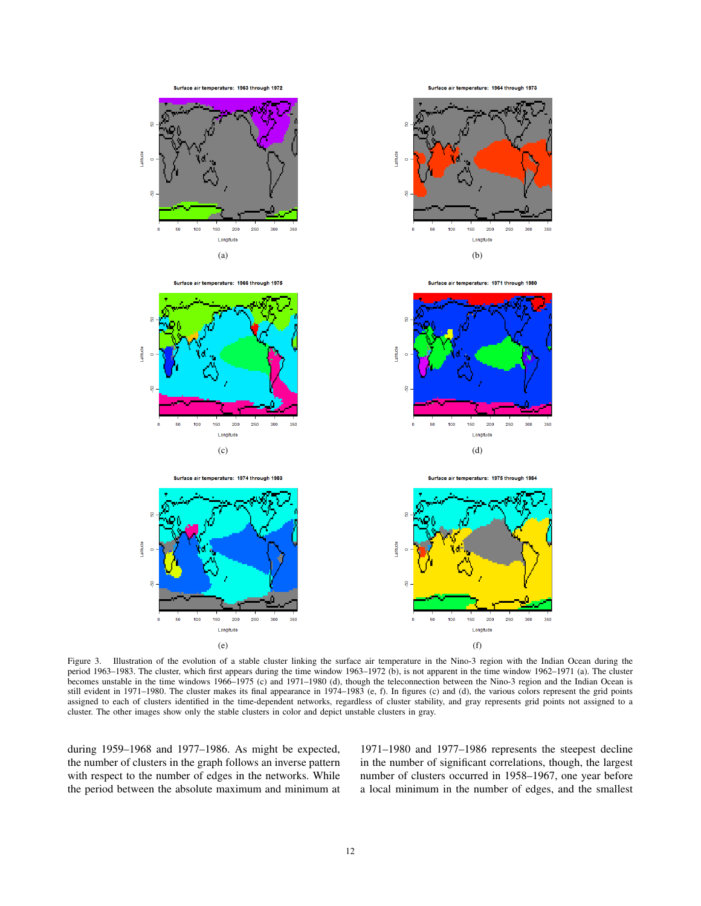Figure 3. Illustration of the evolution of a stable cluster linking the surface air temperature in the Nino-3 region with the Indian Ocean during the period 1963–1983. The cluster, which first appears during the time window 1963–1972 (b), is not apparent in the time window 1962–1971 (a). The cluster becomes unstable in the time windows 1966–1975 (c) and 1971–1980 (d), though the teleconnection between the Nino-3 region and the Indian Ocean is still evident in 1971–1980. The cluster makes its final appearance in 1974–1983 (e, f). In figures (c) and (d), the various colors represent the grid points assigned to each of clusters identified in the time-dependent networks, regardless of cluster stability, and gray represents grid points not assigned to a cluster. The other images show only the stable clusters in color and depict unstable clusters in gray.

during 1959–1968 and 1977–1986. As might be expected, the number of clusters in the graph follows an inverse pattern with respect to the number of edges in the networks. While the period between the absolute maximum and minimum at 1971–1980 and 1977–1986 represents the steepest decline in the number of significant correlations, though, the largest number of clusters occurred in 1958–1967, one year before a local minimum in the number of edges, and the smallest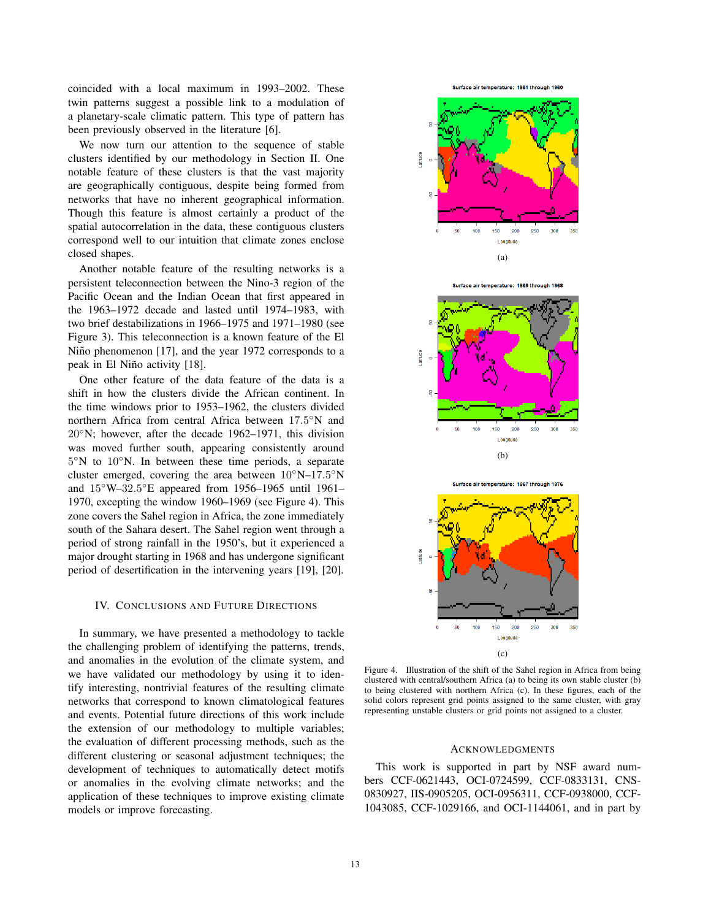coincided with a local maximum in 1993–2002. These twin patterns suggest a possible link to a modulation of a planetary-scale climatic pattern. This type of pattern has been previously observed in the literature [6].

We now turn our attention to the sequence of stable clusters identified by our methodology in Section II. One notable feature of these clusters is that the vast majority are geographically contiguous, despite being formed from networks that have no inherent geographical information. Though this feature is almost certainly a product of the spatial autocorrelation in the data, these contiguous clusters correspond well to our intuition that climate zones enclose closed shapes.

Another notable feature of the resulting networks is a persistent teleconnection between the Nino-3 region of the Pacific Ocean and the Indian Ocean that first appeared in the 1963–1972 decade and lasted until 1974–1983, with two brief destabilizations in 1966–1975 and 1971–1980 (see Figure 3). This teleconnection is a known feature of the El Niño phenomenon [17], and the year 1972 corresponds to a peak in El Niño activity [18].

One other feature of the data feature of the data is a shift in how the clusters divide the African continent. In the time windows prior to 1953–1962, the clusters divided northern Africa from central Africa between 17.5°N and 20°N; however, after the decade 1962–1971, this division was moved further south, appearing consistently around 5°N to 10°N. In between these time periods, a separate cluster emerged, covering the area between 10°N–17.5°N and 15°W–32.5°E appeared from 1956–1965 until 1961–1970, excepting the window 1960–1969 (see Figure 4). This zone covers the Sahel region in Africa, the zone immediately south of the Sahara desert. The Sahel region went through a period of strong rainfall in the 1950's, but it experienced a major drought starting in 1968 and has undergone significant period of desertification in the intervening years [19], [20].

## IV. Conclusions and Future Directions

In summary, we have presented a methodology to tackle the challenging problem of identifying the patterns, trends, and anomalies in the evolution of the climate system, and we have validated our methodology by using it to identify interesting, nontrivial features of the resulting climate networks that correspond to known climatological features and events. Potential future directions of this work include the extension of our methodology to multiple variables; the evaluation of different processing methods, such as the different clustering or seasonal adjustment techniques; the development of techniques to automatically detect motifs or anomalies in the evolving climate networks; and the application of these techniques to improve existing climate models or improve forecasting.

(a)

(b)

(c)

Figure 4. Illustration of the shift of the Sahel region in Africa from being clustered with central/southern Africa (a) to being its own stable cluster (b) to being clustered with northern Africa (c). In these figures, each of the solid colors represent grid points assigned to the same cluster, with gray representing unstable clusters or grid points not assigned to a cluster.

## Acknowledgments

This work is supported in part by NSF award numbers CCF-0621443, OCI-0724599, CCF-0833131, CNS-0830927, IIS-0905205, OCI-0956311, CCF-0938000, CCF-1043085, CCF-1029166, and OCI-1144061, and in part by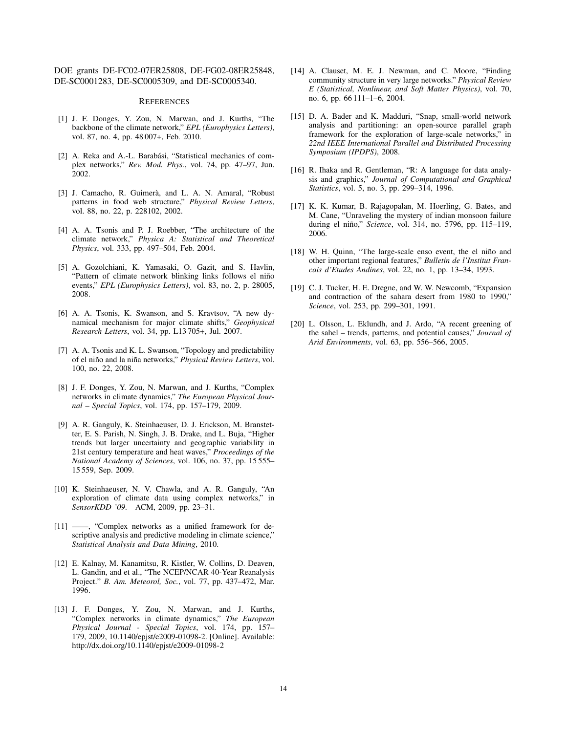DOE grants DE-FC02-07ER25808, DE-FG02-08ER25848, DE-SC0001283, DE-SC0005309, and DE-SC0005340.

## References

[1] J. F. Donges, Y. Zou, N. Marwan, and J. Kurths, "The backbone of the climate network," *EPL (Europhysics Letters)*, vol. 87, no. 4, pp. 48 007+, Feb. 2010.

[2] A. Reka and A.-L. Barabási, "Statistical mechanics of complex networks," *Rev. Mod. Phys.*, vol. 74, pp. 47–97, Jun. 2002.

[3] J. Camacho, R. Guimerà, and L. A. N. Amaral, "Robust patterns in food web structure," *Physical Review Letters*, vol. 88, no. 22, p. 228102, 2002.

[4] A. A. Tsonis and P. J. Roebber, "The architecture of the climate network," *Physica A: Statistical and Theoretical Physics*, vol. 333, pp. 497–504, Feb. 2004.

[5] A. Gozolchiani, K. Yamasaki, O. Gazit, and S. Havlin, "Pattern of climate network blinking links follows el niño events," *EPL (Europhysics Letters)*, vol. 83, no. 2, p. 28005, 2008.

[6] A. A. Tsonis, K. Swanson, and S. Kravtsov, "A new dynamical mechanism for major climate shifts," *Geophysical Research Letters*, vol. 34, pp. L13 705+, Jul. 2007.

[7] A. A. Tsonis and K. L. Swanson, "Topology and predictability of el niño and la niña networks," *Physical Review Letters*, vol. 100, no. 22, 2008.

[8] J. F. Donges, Y. Zou, N. Marwan, and J. Kurths, "Complex networks in climate dynamics," *The European Physical Journal – Special Topics*, vol. 174, pp. 157–179, 2009.

[9] A. R. Ganguly, K. Steinhaeuser, D. J. Erickson, M. Branstetter, E. S. Parish, N. Singh, J. B. Drake, and L. Buja, "Higher trends but larger uncertainty and geographic variability in 21st century temperature and heat waves," *Proceedings of the National Academy of Sciences*, vol. 106, no. 37, pp. 15 555–15 559, Sep. 2009.

[10] K. Steinhaeuser, N. V. Chawla, and A. R. Ganguly, "An exploration of climate data using complex networks," in *SensorKDD '09*. ACM, 2009, pp. 23–31.

[11] ——, "Complex networks as a unified framework for descriptive analysis and predictive modeling in climate science," *Statistical Analysis and Data Mining*, 2010.

[12] E. Kalnay, M. Kanamitsu, R. Kistler, W. Collins, D. Deaven, L. Gandin, and et al., "The NCEP/NCAR 40-Year Reanalysis Project." *B. Am. Meteorol, Soc.*, vol. 77, pp. 437–472, Mar. 1996.

[13] J. F. Donges, Y. Zou, N. Marwan, and J. Kurths, "Complex networks in climate dynamics," *The European Physical Journal - Special Topics*, vol. 174, pp. 157–179, 2009, 10.1140/epjst/e2009-01098-2. [Online]. Available: http://dx.doi.org/10.1140/epjst/e2009-01098-2

[14] A. Clauset, M. E. J. Newman, and C. Moore, "Finding community structure in very large networks." *Physical Review E (Statistical, Nonlinear, and Soft Matter Physics)*, vol. 70, no. 6, pp. 66 111–1–6, 2004.

[15] D. A. Bader and K. Madduri, "Snap, small-world network analysis and partitioning: an open-source parallel graph framework for the exploration of large-scale networks," in *22nd IEEE International Parallel and Distributed Processing Symposium (IPDPS)*, 2008.

[16] R. Ihaka and R. Gentleman, "R: A language for data analysis and graphics," *Journal of Computational and Graphical Statistics*, vol. 5, no. 3, pp. 299–314, 1996.

[17] K. K. Kumar, B. Rajagopalan, M. Hoerling, G. Bates, and M. Cane, "Unraveling the mystery of indian monsoon failure during el niño," *Science*, vol. 314, no. 5796, pp. 115–119, 2006.

[18] W. H. Quinn, "The large-scale enso event, the el niño and other important regional features," *Bulletin de l'Institut Francais d'Etudes Andines*, vol. 22, no. 1, pp. 13–34, 1993.

[19] C. J. Tucker, H. E. Dregne, and W. W. Newcomb, "Expansion and contraction of the sahara desert from 1980 to 1990," *Science*, vol. 253, pp. 299–301, 1991.

[20] L. Olsson, L. Eklundh, and J. Ardo, "A recent greening of the sahel – trends, patterns, and potential causes," *Journal of Arid Environments*, vol. 63, pp. 556–566, 2005.